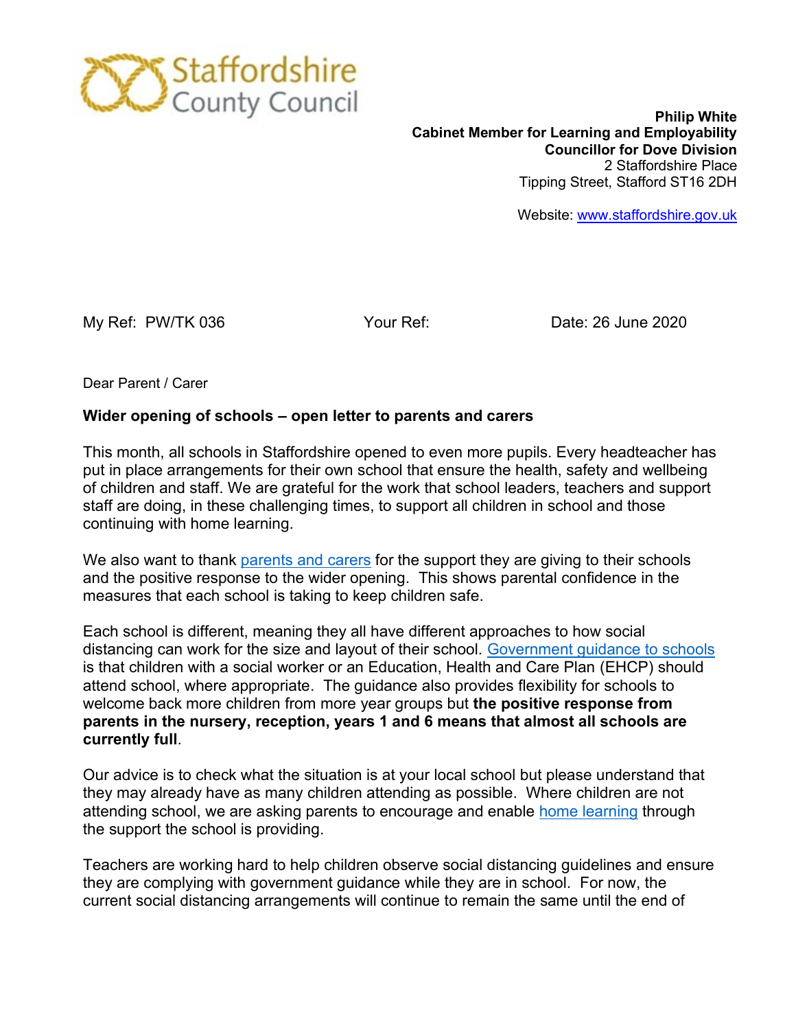Staffordshire County Council

**Philip White**
**Cabinet Member for Learning and Employability**
**Councillor for Dove Division**
2 Staffordshire Place
Tipping Street, Stafford ST16 2DH

Website: www.staffordshire.gov.uk

My Ref: PW/TK 036 Your Ref: Date: 26 June 2020

Dear Parent / Carer

**Wider opening of schools – open letter to parents and carers**

This month, all schools in Staffordshire opened to even more pupils. Every headteacher has put in place arrangements for their own school that ensure the health, safety and wellbeing of children and staff. We are grateful for the work that school leaders, teachers and support staff are doing, in these challenging times, to support all children in school and those continuing with home learning.

We also want to thank parents and carers for the support they are giving to their schools and the positive response to the wider opening. This shows parental confidence in the measures that each school is taking to keep children safe.

Each school is different, meaning they all have different approaches to how social distancing can work for the size and layout of their school. Government guidance to schools is that children with a social worker or an Education, Health and Care Plan (EHCP) should attend school, where appropriate. The guidance also provides flexibility for schools to welcome back more children from more year groups but **the positive response from parents in the nursery, reception, years 1 and 6 means that almost all schools are currently full**.

Our advice is to check what the situation is at your local school but please understand that they may already have as many children attending as possible. Where children are not attending school, we are asking parents to encourage and enable home learning through the support the school is providing.

Teachers are working hard to help children observe social distancing guidelines and ensure they are complying with government guidance while they are in school. For now, the current social distancing arrangements will continue to remain the same until the end of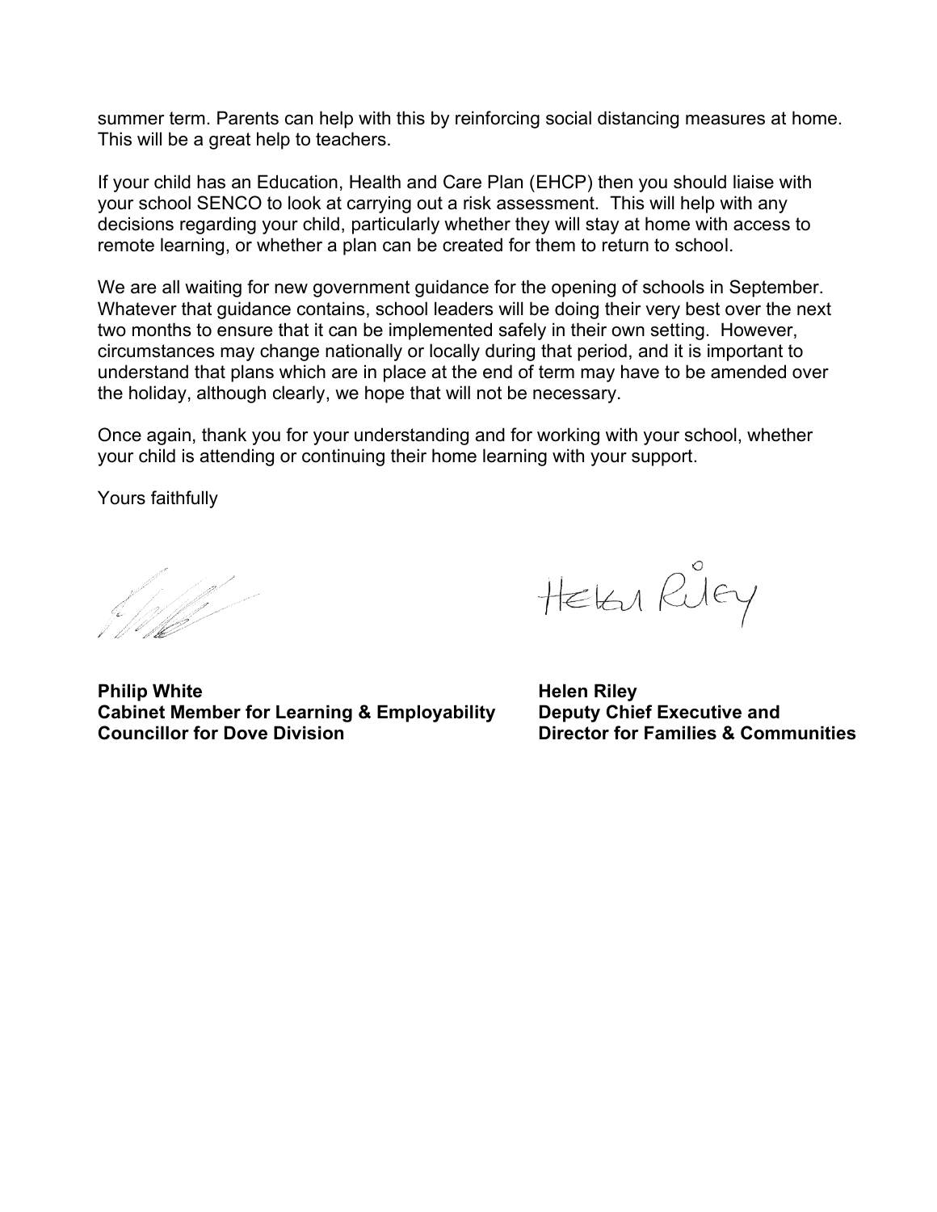summer term. Parents can help with this by reinforcing social distancing measures at home. This will be a great help to teachers.

If your child has an Education, Health and Care Plan (EHCP) then you should liaise with your school SENCO to look at carrying out a risk assessment. This will help with any decisions regarding your child, particularly whether they will stay at home with access to remote learning, or whether a plan can be created for them to return to school.

We are all waiting for new government guidance for the opening of schools in September. Whatever that guidance contains, school leaders will be doing their very best over the next two months to ensure that it can be implemented safely in their own setting. However, circumstances may change nationally or locally during that period, and it is important to understand that plans which are in place at the end of term may have to be amended over the holiday, although clearly, we hope that will not be necessary.

Once again, thank you for your understanding and for working with your school, whether your child is attending or continuing their home learning with your support.

Yours faithfully

**Philip White**
**Cabinet Member for Learning & Employability**
**Councillor for Dove Division**

Helen Riley

**Helen Riley**
**Deputy Chief Executive and**
**Director for Families & Communities**